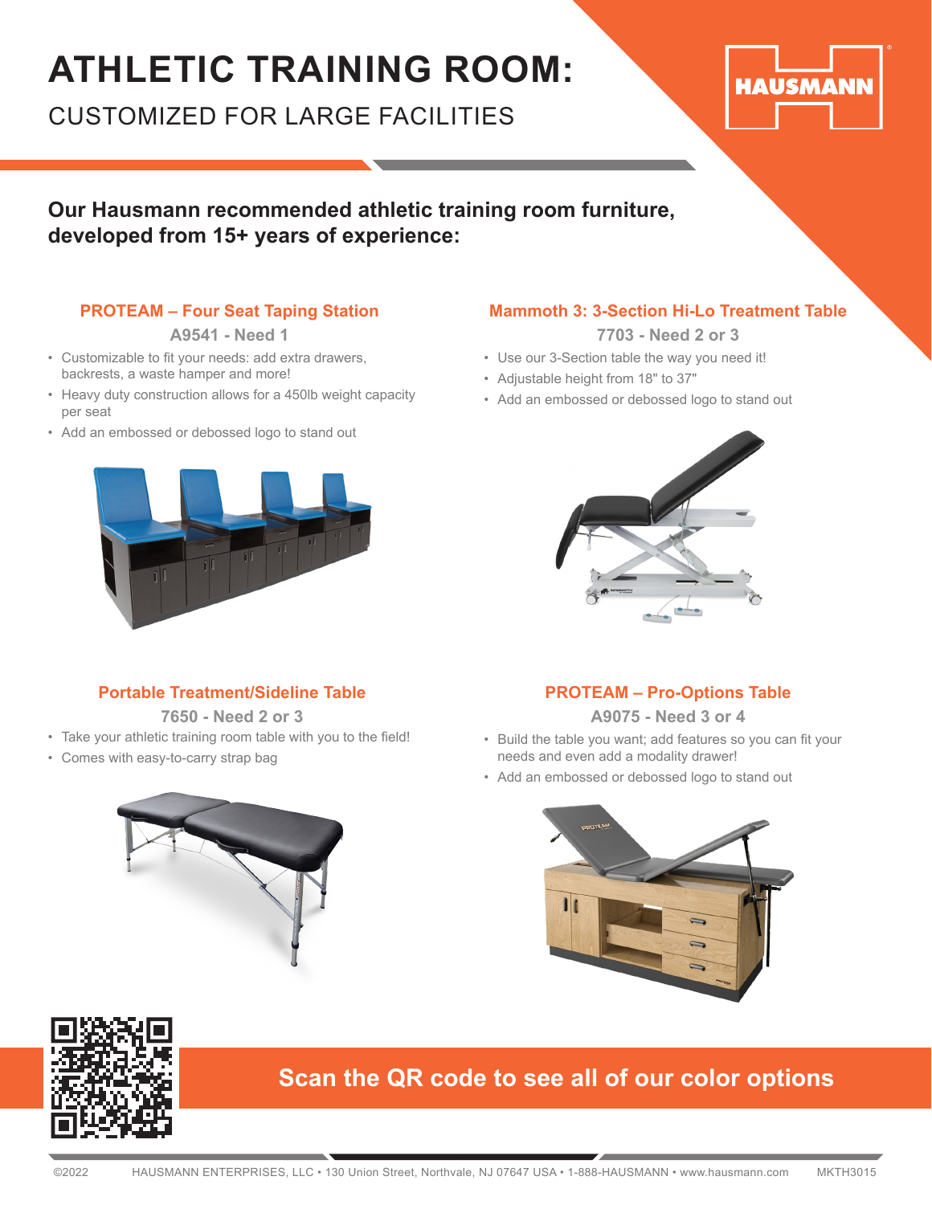# ATHLETIC TRAINING ROOM:

CUSTOMIZED FOR LARGE FACILITIES

HAUSMANN

**Our Hausmann recommended athletic training room furniture, developed from 15+ years of experience:**

### PROTEAM – Four Seat Taping Station

**A9541 - Need 1**

- Customizable to fit your needs: add extra drawers, backrests, a waste hamper and more!
- Heavy duty construction allows for a 450lb weight capacity per seat
- Add an embossed or debossed logo to stand out

### Mammoth 3: 3-Section Hi-Lo Treatment Table

**7703 - Need 2 or 3**

- Use our 3-Section table the way you need it!
- Adjustable height from 18" to 37"
- Add an embossed or debossed logo to stand out

### Portable Treatment/Sideline Table

**7650 - Need 2 or 3**

- Take your athletic training room table with you to the field!
- Comes with easy-to-carry strap bag

### PROTEAM – Pro-Options Table

**A9075 - Need 3 or 4**

- Build the table you want; add features so you can fit your needs and even add a modality drawer!
- Add an embossed or debossed logo to stand out

**Scan the QR code to see all of our color options**

©2022 HAUSMANN ENTERPRISES, LLC • 130 Union Street, Northvale, NJ 07647 USA • 1-888-HAUSMANN • www.hausmann.com MKTH3015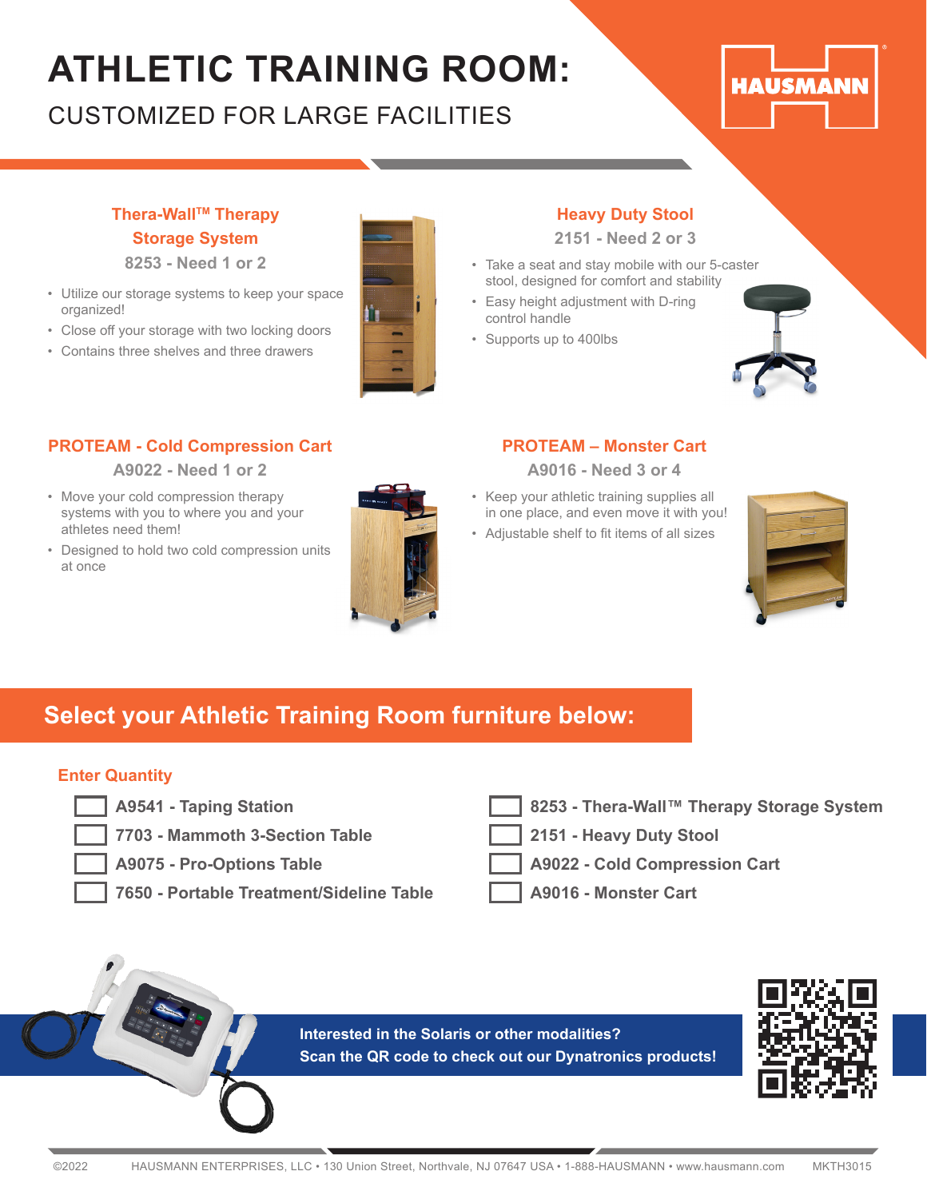# ATHLETIC TRAINING ROOM:

CUSTOMIZED FOR LARGE FACILITIES

HAUSMANN

### Thera-Wall™ Therapy Storage System

**8253 - Need 1 or 2**

- Utilize our storage systems to keep your space organized!
- Close off your storage with two locking doors
- Contains three shelves and three drawers

### Heavy Duty Stool

**2151 - Need 2 or 3**

- Take a seat and stay mobile with our 5-caster stool, designed for comfort and stability
- Easy height adjustment with D-ring control handle
- Supports up to 400lbs

### PROTEAM - Cold Compression Cart

**A9022 - Need 1 or 2**

- Move your cold compression therapy systems with you to where you and your athletes need them!
- Designed to hold two cold compression units at once

### PROTEAM – Monster Cart

**A9016 - Need 3 or 4**

- Keep your athletic training supplies all in one place, and even move it with you!
- Adjustable shelf to fit items of all sizes

## Select your Athletic Training Room furniture below:

**Enter Quantity**

- [ ] A9541 - Taping Station
- [ ] 7703 - Mammoth 3-Section Table
- [ ] A9075 - Pro-Options Table
- [ ] 7650 - Portable Treatment/Sideline Table
- [ ] 8253 - Thera-Wall™ Therapy Storage System
- [ ] 2151 - Heavy Duty Stool
- [ ] A9022 - Cold Compression Cart
- [ ] A9016 - Monster Cart

**Interested in the Solaris or other modalities?**
**Scan the QR code to check out our Dynatronics products!**

©2022 HAUSMANN ENTERPRISES, LLC • 130 Union Street, Northvale, NJ 07647 USA • 1-888-HAUSMANN • www.hausmann.com MKTH3015